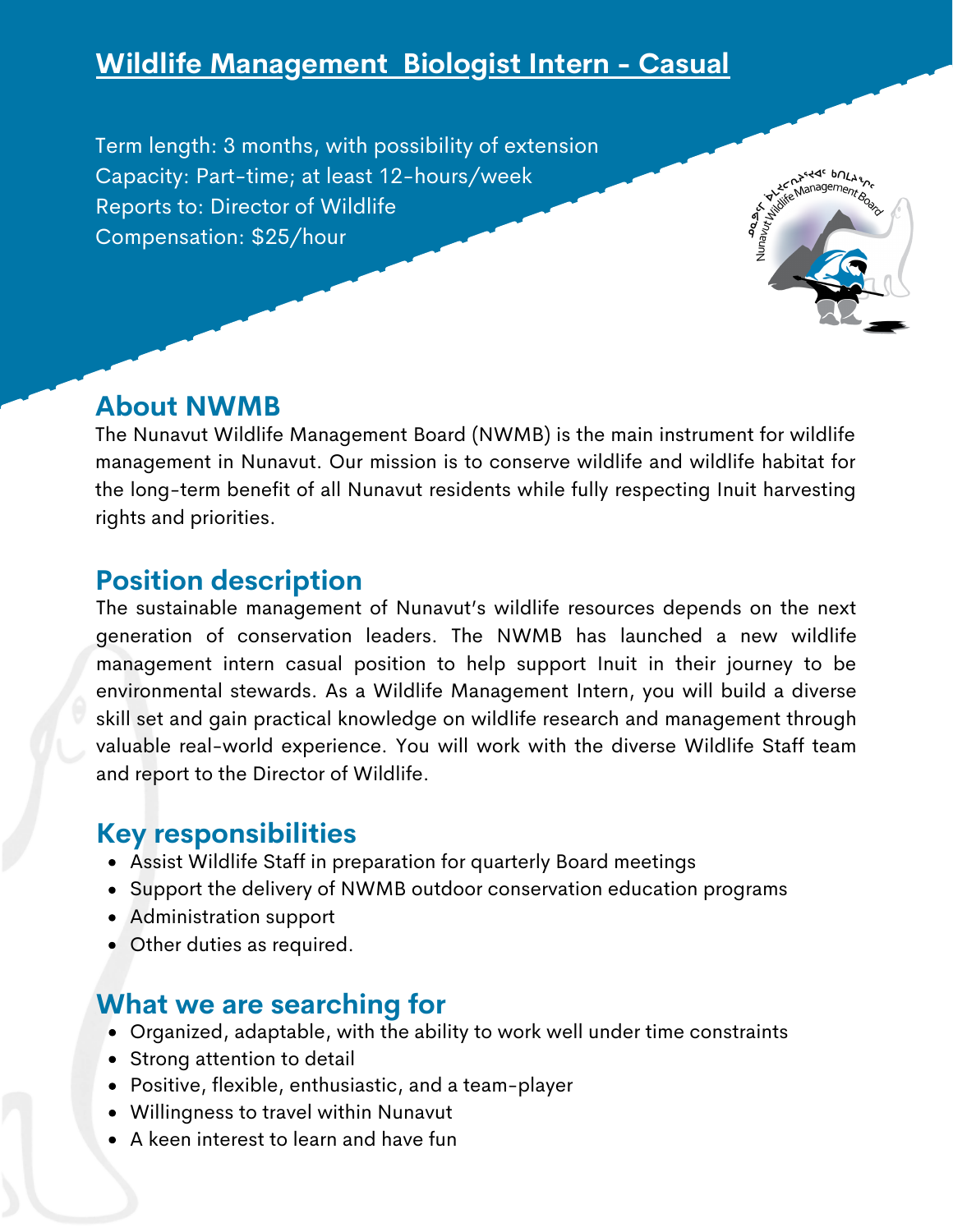# Wildlife Management  Biologist Intern - Casual

Term length: 3 months, with possibility of extension
Capacity: Part-time; at least 12-hours/week
Reports to: Director of Wildlife
Compensation: $25/hour

## About NWMB

The Nunavut Wildlife Management Board (NWMB) is the main instrument for wildlife management in Nunavut. Our mission is to conserve wildlife and wildlife habitat for the long-term benefit of all Nunavut residents while fully respecting Inuit harvesting rights and priorities.

## Position description

The sustainable management of Nunavut's wildlife resources depends on the next generation of conservation leaders. The NWMB has launched a new wildlife management intern casual position to help support Inuit in their journey to be environmental stewards. As a Wildlife Management Intern, you will build a diverse skill set and gain practical knowledge on wildlife research and management through valuable real-world experience. You will work with the diverse Wildlife Staff team and report to the Director of Wildlife.

## Key responsibilities

- Assist Wildlife Staff in preparation for quarterly Board meetings
- Support the delivery of NWMB outdoor conservation education programs
- Administration support
- Other duties as required.

## What we are searching for

- Organized, adaptable, with the ability to work well under time constraints
- Strong attention to detail
- Positive, flexible, enthusiastic, and a team-player
- Willingness to travel within Nunavut
- A keen interest to learn and have fun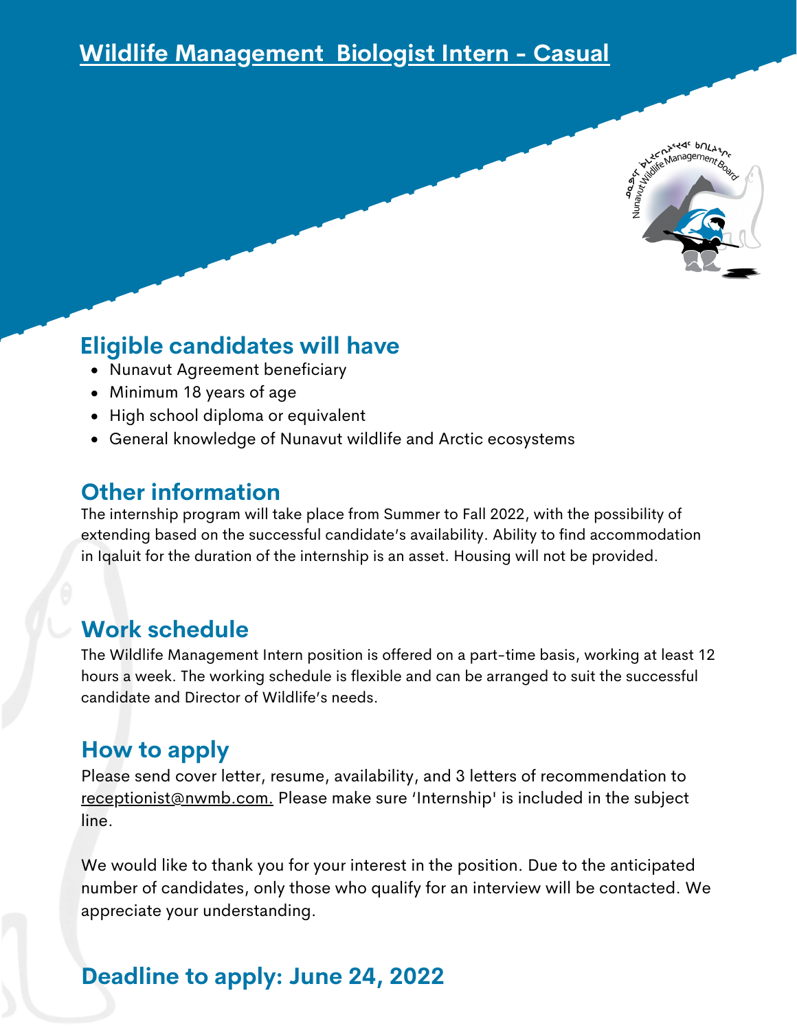# Wildlife Management Biologist Intern - Casual

## Eligible candidates will have

- Nunavut Agreement beneficiary
- Minimum 18 years of age
- High school diploma or equivalent
- General knowledge of Nunavut wildlife and Arctic ecosystems

## Other information

The internship program will take place from Summer to Fall 2022, with the possibility of extending based on the successful candidate's availability. Ability to find accommodation in Iqaluit for the duration of the internship is an asset. Housing will not be provided.

## Work schedule

The Wildlife Management Intern position is offered on a part-time basis, working at least 12 hours a week. The working schedule is flexible and can be arranged to suit the successful candidate and Director of Wildlife's needs.

## How to apply

Please send cover letter, resume, availability, and 3 letters of recommendation to receptionist@nwmb.com. Please make sure 'Internship' is included in the subject line.

We would like to thank you for your interest in the position. Due to the anticipated number of candidates, only those who qualify for an interview will be contacted. We appreciate your understanding.

## Deadline to apply: June 24, 2022